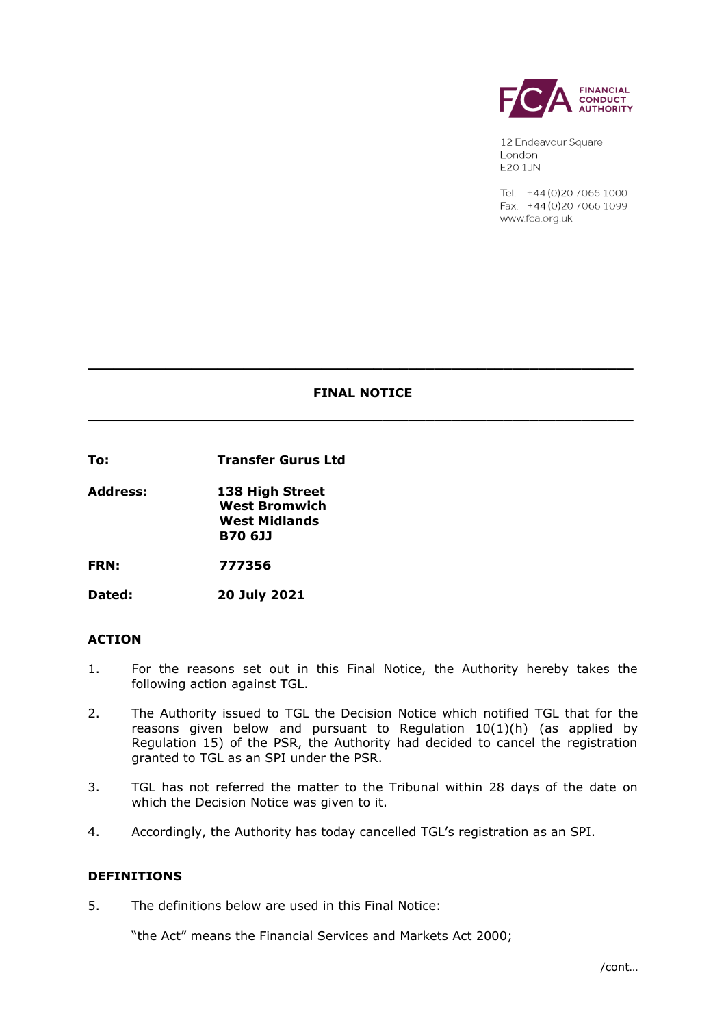FINANCIAL CONDUCT AUTHORITY

12 Endeavour Square
London
E20 1JN

Tel: +44 (0)20 7066 1000
Fax: +44 (0)20 7066 1099
www.fca.org.uk

---

## FINAL NOTICE

---

| | |
|---|---|
| **To:** | **Transfer Gurus Ltd** |
| **Address:** | **138 High Street**<br>**West Bromwich**<br>**West Midlands**<br>**B70 6JJ** |
| **FRN:** | **777356** |
| **Dated:** | **20 July 2021** |

### ACTION

1. For the reasons set out in this Final Notice, the Authority hereby takes the following action against TGL.

2. The Authority issued to TGL the Decision Notice which notified TGL that for the reasons given below and pursuant to Regulation 10(1)(h) (as applied by Regulation 15) of the PSR, the Authority had decided to cancel the registration granted to TGL as an SPI under the PSR.

3. TGL has not referred the matter to the Tribunal within 28 days of the date on which the Decision Notice was given to it.

4. Accordingly, the Authority has today cancelled TGL's registration as an SPI.

### DEFINITIONS

5. The definitions below are used in this Final Notice:

   "the Act" means the Financial Services and Markets Act 2000;

/cont…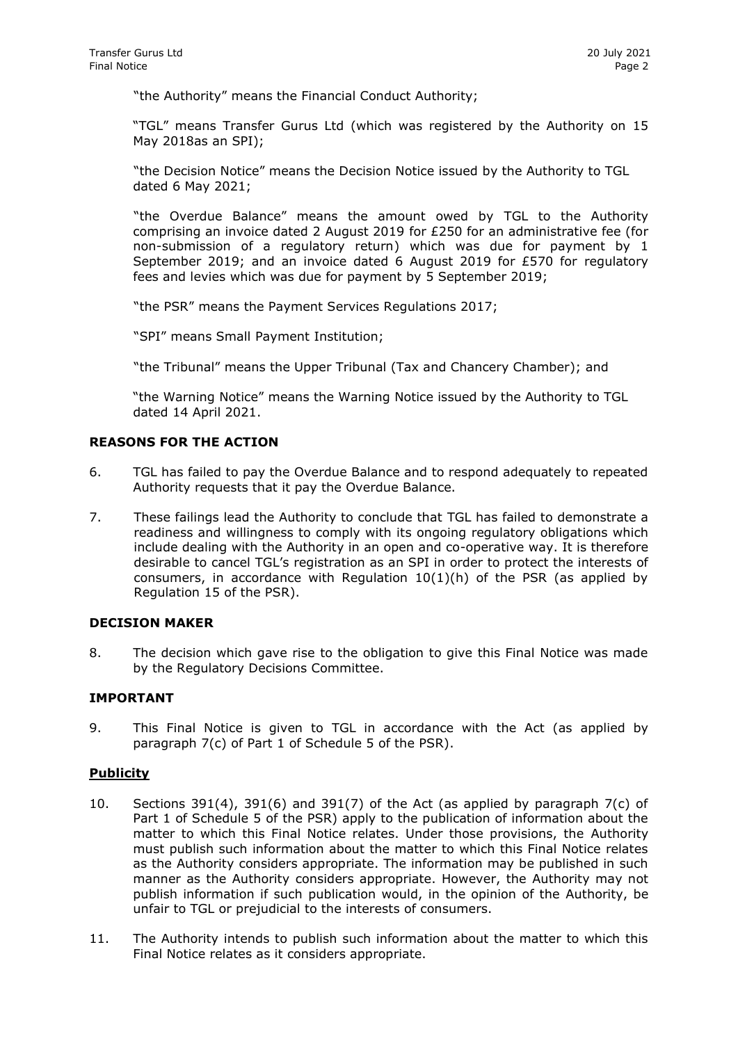"the Authority" means the Financial Conduct Authority;

"TGL" means Transfer Gurus Ltd (which was registered by the Authority on 15 May 2018as an SPI);

"the Decision Notice" means the Decision Notice issued by the Authority to TGL dated 6 May 2021;

"the Overdue Balance" means the amount owed by TGL to the Authority comprising an invoice dated 2 August 2019 for £250 for an administrative fee (for non-submission of a regulatory return) which was due for payment by 1 September 2019; and an invoice dated 6 August 2019 for £570 for regulatory fees and levies which was due for payment by 5 September 2019;

"the PSR" means the Payment Services Regulations 2017;

"SPI" means Small Payment Institution;

"the Tribunal" means the Upper Tribunal (Tax and Chancery Chamber); and

"the Warning Notice" means the Warning Notice issued by the Authority to TGL dated 14 April 2021.

**REASONS FOR THE ACTION**

6. TGL has failed to pay the Overdue Balance and to respond adequately to repeated Authority requests that it pay the Overdue Balance.

7. These failings lead the Authority to conclude that TGL has failed to demonstrate a readiness and willingness to comply with its ongoing regulatory obligations which include dealing with the Authority in an open and co-operative way. It is therefore desirable to cancel TGL's registration as an SPI in order to protect the interests of consumers, in accordance with Regulation 10(1)(h) of the PSR (as applied by Regulation 15 of the PSR).

**DECISION MAKER**

8. The decision which gave rise to the obligation to give this Final Notice was made by the Regulatory Decisions Committee.

**IMPORTANT**

9. This Final Notice is given to TGL in accordance with the Act (as applied by paragraph 7(c) of Part 1 of Schedule 5 of the PSR).

**Publicity**

10. Sections 391(4), 391(6) and 391(7) of the Act (as applied by paragraph 7(c) of Part 1 of Schedule 5 of the PSR) apply to the publication of information about the matter to which this Final Notice relates. Under those provisions, the Authority must publish such information about the matter to which this Final Notice relates as the Authority considers appropriate. The information may be published in such manner as the Authority considers appropriate. However, the Authority may not publish information if such publication would, in the opinion of the Authority, be unfair to TGL or prejudicial to the interests of consumers.

11. The Authority intends to publish such information about the matter to which this Final Notice relates as it considers appropriate.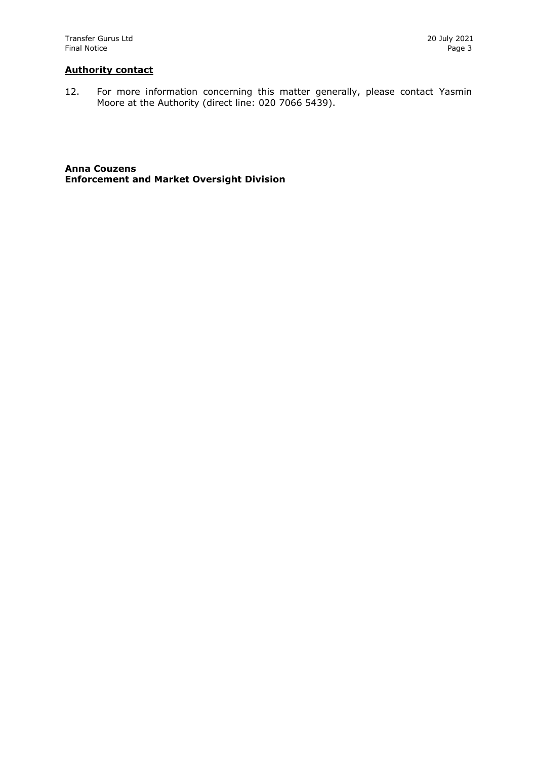**Authority contact**

12. For more information concerning this matter generally, please contact Yasmin Moore at the Authority (direct line: 020 7066 5439).

**Anna Couzens**
**Enforcement and Market Oversight Division**